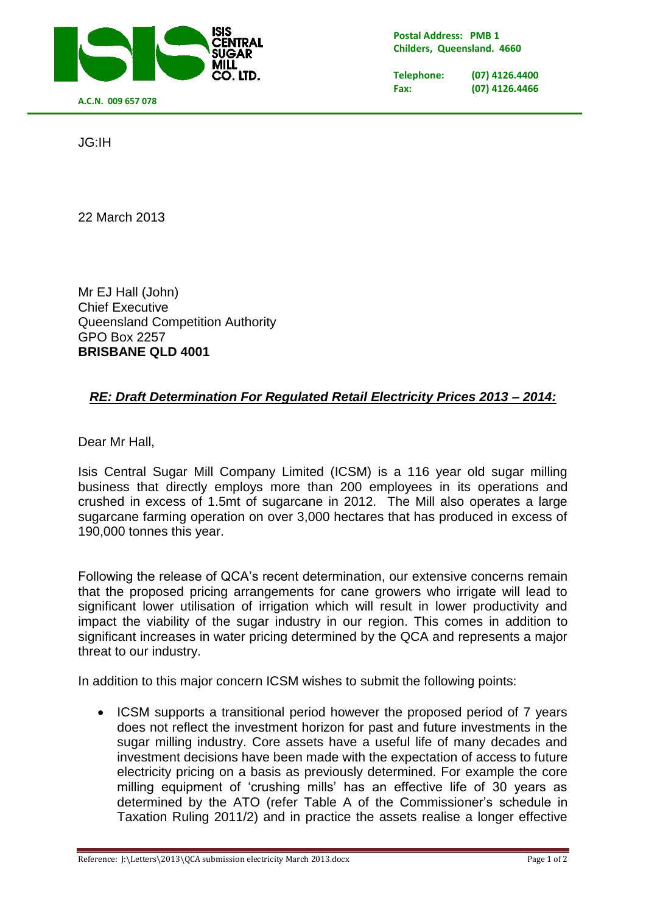ISIS CENTRAL SUGAR MILL CO. LTD.

A.C.N. 009 657 078

**Postal Address: PMB 1**
**Childers, Queensland. 4660**

**Telephone:** (07) 4126.4400
**Fax:** (07) 4126.4466

JG:IH

22 March 2013

Mr EJ Hall (John)
Chief Executive
Queensland Competition Authority
GPO Box 2257
**BRISBANE QLD 4001**

***RE: Draft Determination For Regulated Retail Electricity Prices 2013 – 2014:***

Dear Mr Hall,

Isis Central Sugar Mill Company Limited (ICSM) is a 116 year old sugar milling business that directly employs more than 200 employees in its operations and crushed in excess of 1.5mt of sugarcane in 2012. The Mill also operates a large sugarcane farming operation on over 3,000 hectares that has produced in excess of 190,000 tonnes this year.

Following the release of QCA's recent determination, our extensive concerns remain that the proposed pricing arrangements for cane growers who irrigate will lead to significant lower utilisation of irrigation which will result in lower productivity and impact the viability of the sugar industry in our region. This comes in addition to significant increases in water pricing determined by the QCA and represents a major threat to our industry.

In addition to this major concern ICSM wishes to submit the following points:

- ICSM supports a transitional period however the proposed period of 7 years does not reflect the investment horizon for past and future investments in the sugar milling industry. Core assets have a useful life of many decades and investment decisions have been made with the expectation of access to future electricity pricing on a basis as previously determined. For example the core milling equipment of 'crushing mills' has an effective life of 30 years as determined by the ATO (refer Table A of the Commissioner's schedule in Taxation Ruling 2011/2) and in practice the assets realise a longer effective

Reference: J:\Letters\2013\QCA submission electricity March 2013.docx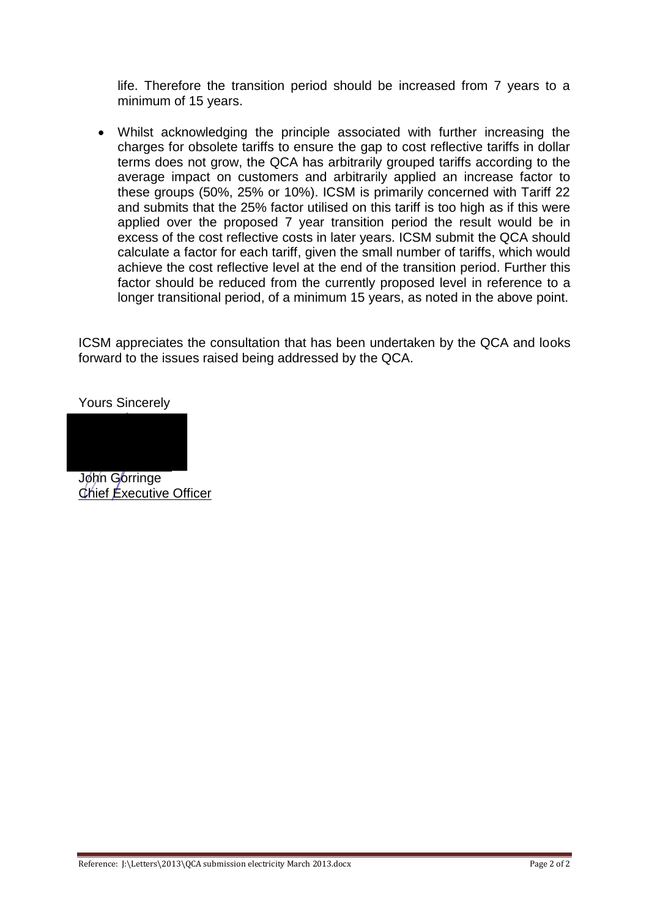life. Therefore the transition period should be increased from 7 years to a minimum of 15 years.

- Whilst acknowledging the principle associated with further increasing the charges for obsolete tariffs to ensure the gap to cost reflective tariffs in dollar terms does not grow, the QCA has arbitrarily grouped tariffs according to the average impact on customers and arbitrarily applied an increase factor to these groups (50%, 25% or 10%). ICSM is primarily concerned with Tariff 22 and submits that the 25% factor utilised on this tariff is too high as if this were applied over the proposed 7 year transition period the result would be in excess of the cost reflective costs in later years. ICSM submit the QCA should calculate a factor for each tariff, given the small number of tariffs, which would achieve the cost reflective level at the end of the transition period. Further this factor should be reduced from the currently proposed level in reference to a longer transitional period, of a minimum 15 years, as noted in the above point.

ICSM appreciates the consultation that has been undertaken by the QCA and looks forward to the issues raised being addressed by the QCA.

Yours Sincerely

John Gorringe
Chief Executive Officer

Reference: J:\Letters\2013\QCA submission electricity March 2013.docx